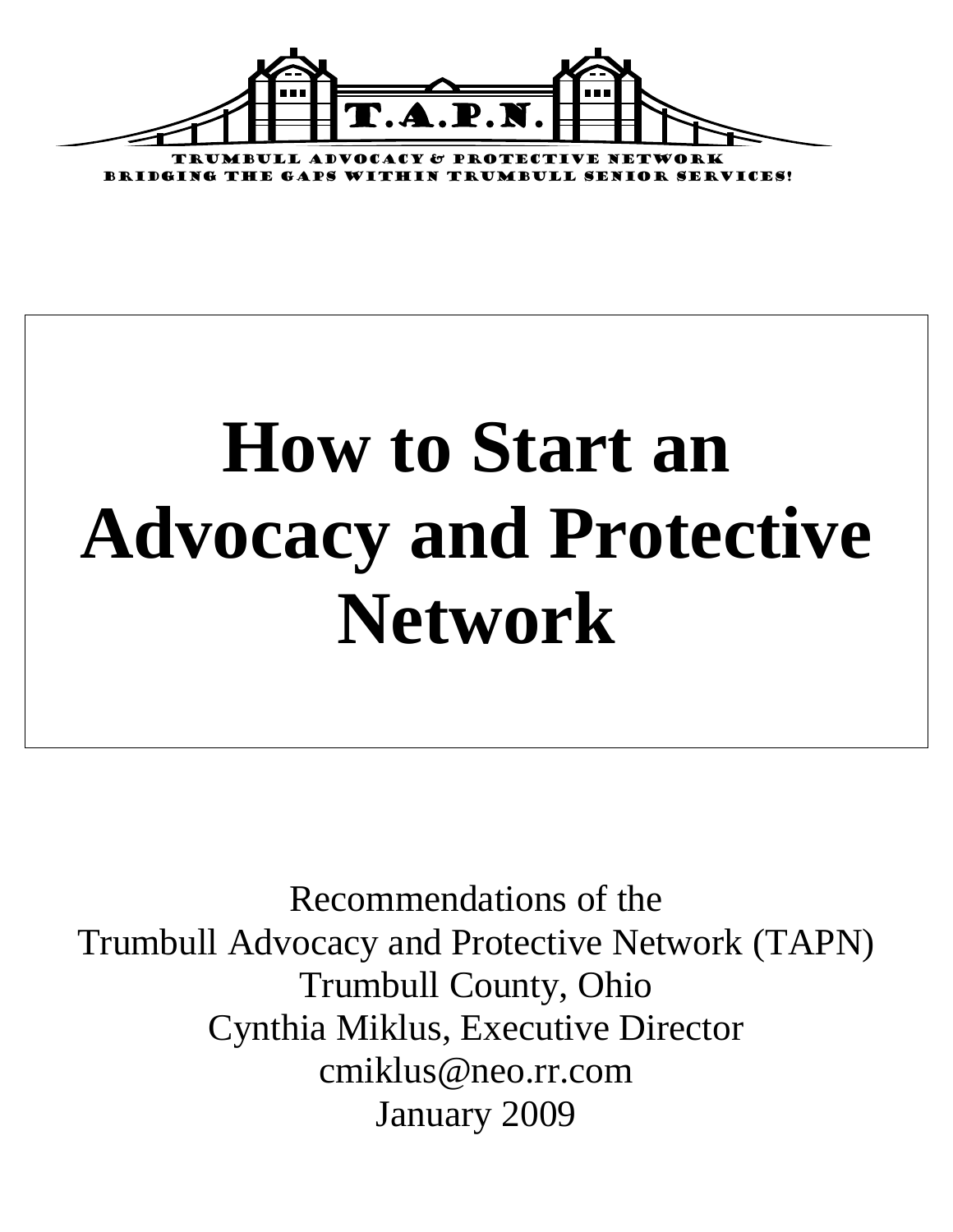T.A.P.N.

TRUMBULL ADVOCACY & PROTECTIVE NETWORK
BRIDGING THE GAPS WITHIN TRUMBULL SENIOR SERVICES!

# How to Start an Advocacy and Protective Network

Recommendations of the
Trumbull Advocacy and Protective Network (TAPN)
Trumbull County, Ohio
Cynthia Miklus, Executive Director
cmiklus@neo.rr.com
January 2009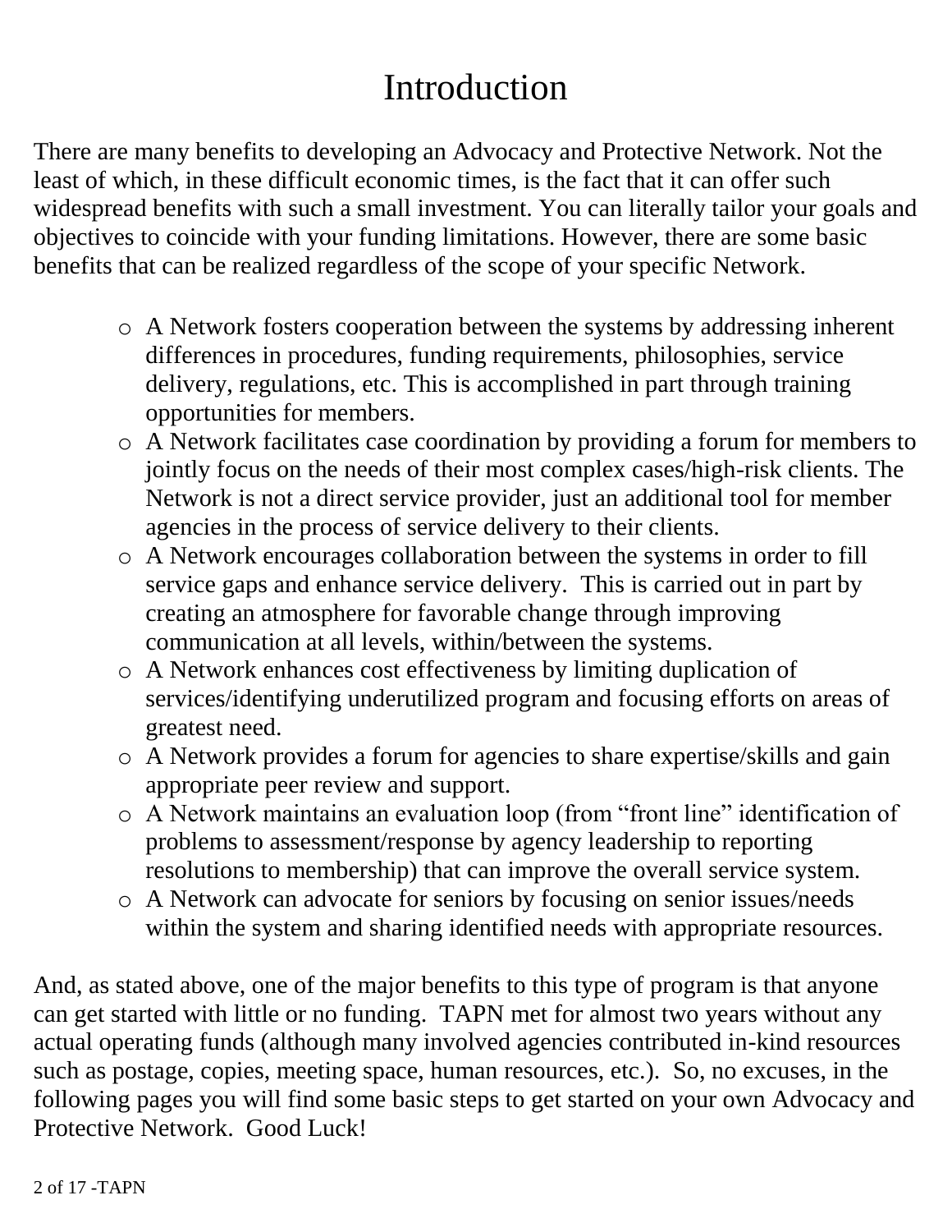# Introduction

There are many benefits to developing an Advocacy and Protective Network. Not the least of which, in these difficult economic times, is the fact that it can offer such widespread benefits with such a small investment. You can literally tailor your goals and objectives to coincide with your funding limitations. However, there are some basic benefits that can be realized regardless of the scope of your specific Network.

- A Network fosters cooperation between the systems by addressing inherent differences in procedures, funding requirements, philosophies, service delivery, regulations, etc. This is accomplished in part through training opportunities for members.
- A Network facilitates case coordination by providing a forum for members to jointly focus on the needs of their most complex cases/high-risk clients. The Network is not a direct service provider, just an additional tool for member agencies in the process of service delivery to their clients.
- A Network encourages collaboration between the systems in order to fill service gaps and enhance service delivery. This is carried out in part by creating an atmosphere for favorable change through improving communication at all levels, within/between the systems.
- A Network enhances cost effectiveness by limiting duplication of services/identifying underutilized program and focusing efforts on areas of greatest need.
- A Network provides a forum for agencies to share expertise/skills and gain appropriate peer review and support.
- A Network maintains an evaluation loop (from "front line" identification of problems to assessment/response by agency leadership to reporting resolutions to membership) that can improve the overall service system.
- A Network can advocate for seniors by focusing on senior issues/needs within the system and sharing identified needs with appropriate resources.

And, as stated above, one of the major benefits to this type of program is that anyone can get started with little or no funding. TAPN met for almost two years without any actual operating funds (although many involved agencies contributed in-kind resources such as postage, copies, meeting space, human resources, etc.). So, no excuses, in the following pages you will find some basic steps to get started on your own Advocacy and Protective Network. Good Luck!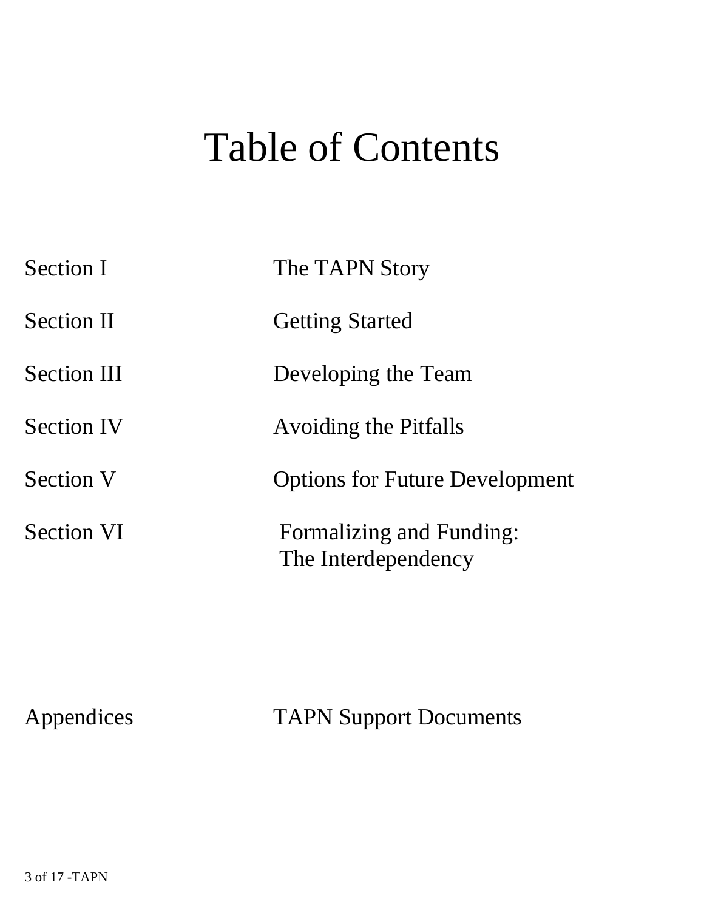# Table of Contents

| | |
|---|---|
| Section I | The TAPN Story |
| Section II | Getting Started |
| Section III | Developing the Team |
| Section IV | Avoiding the Pitfalls |
| Section V | Options for Future Development |
| Section VI | Formalizing and Funding: The Interdependency |
| Appendices | TAPN Support Documents |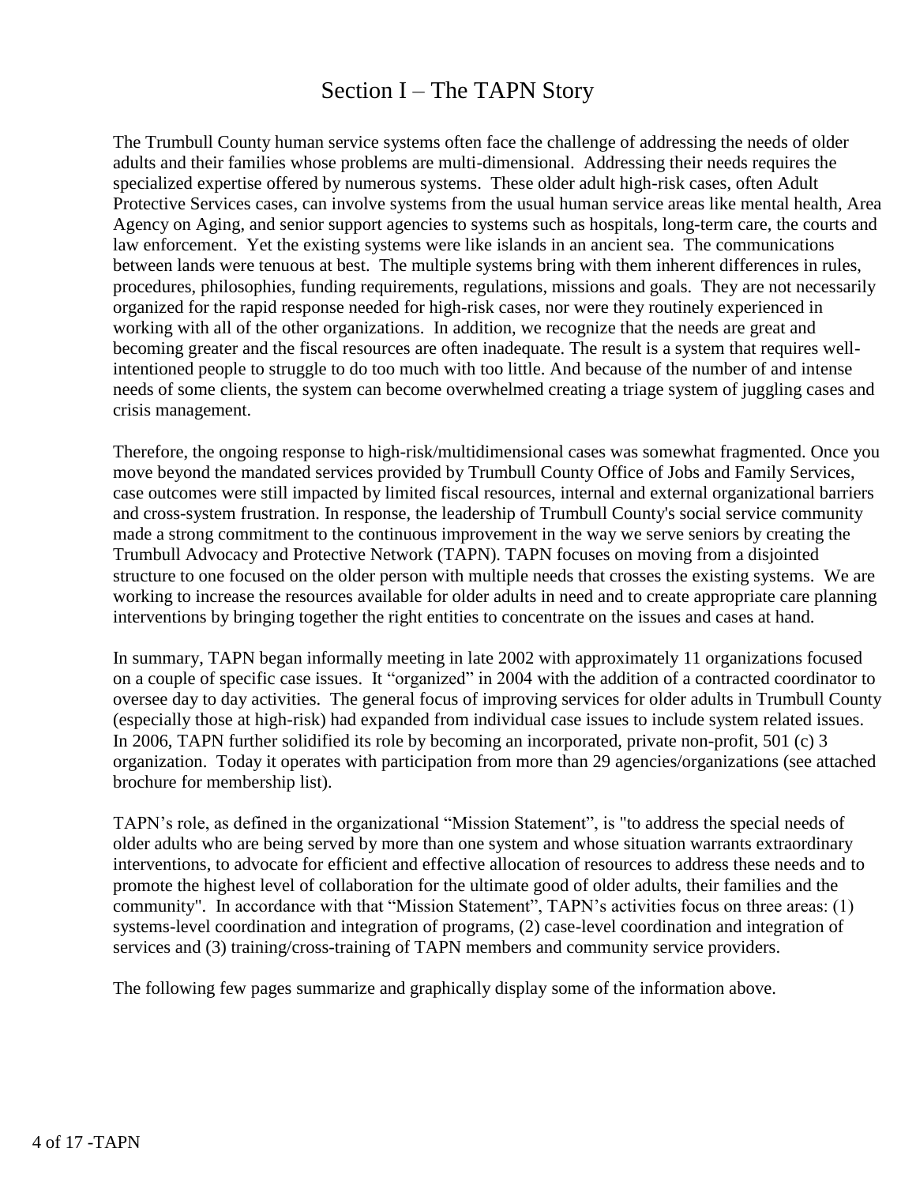# Section I – The TAPN Story

The Trumbull County human service systems often face the challenge of addressing the needs of older adults and their families whose problems are multi-dimensional. Addressing their needs requires the specialized expertise offered by numerous systems. These older adult high-risk cases, often Adult Protective Services cases, can involve systems from the usual human service areas like mental health, Area Agency on Aging, and senior support agencies to systems such as hospitals, long-term care, the courts and law enforcement. Yet the existing systems were like islands in an ancient sea. The communications between lands were tenuous at best. The multiple systems bring with them inherent differences in rules, procedures, philosophies, funding requirements, regulations, missions and goals. They are not necessarily organized for the rapid response needed for high-risk cases, nor were they routinely experienced in working with all of the other organizations. In addition, we recognize that the needs are great and becoming greater and the fiscal resources are often inadequate. The result is a system that requires well-intentioned people to struggle to do too much with too little. And because of the number of and intense needs of some clients, the system can become overwhelmed creating a triage system of juggling cases and crisis management.

Therefore, the ongoing response to high-risk/multidimensional cases was somewhat fragmented. Once you move beyond the mandated services provided by Trumbull County Office of Jobs and Family Services, case outcomes were still impacted by limited fiscal resources, internal and external organizational barriers and cross-system frustration. In response, the leadership of Trumbull County's social service community made a strong commitment to the continuous improvement in the way we serve seniors by creating the Trumbull Advocacy and Protective Network (TAPN). TAPN focuses on moving from a disjointed structure to one focused on the older person with multiple needs that crosses the existing systems. We are working to increase the resources available for older adults in need and to create appropriate care planning interventions by bringing together the right entities to concentrate on the issues and cases at hand.

In summary, TAPN began informally meeting in late 2002 with approximately 11 organizations focused on a couple of specific case issues. It "organized" in 2004 with the addition of a contracted coordinator to oversee day to day activities. The general focus of improving services for older adults in Trumbull County (especially those at high-risk) had expanded from individual case issues to include system related issues. In 2006, TAPN further solidified its role by becoming an incorporated, private non-profit, 501 (c) 3 organization. Today it operates with participation from more than 29 agencies/organizations (see attached brochure for membership list).

TAPN's role, as defined in the organizational "Mission Statement", is "to address the special needs of older adults who are being served by more than one system and whose situation warrants extraordinary interventions, to advocate for efficient and effective allocation of resources to address these needs and to promote the highest level of collaboration for the ultimate good of older adults, their families and the community". In accordance with that "Mission Statement", TAPN's activities focus on three areas: (1) systems-level coordination and integration of programs, (2) case-level coordination and integration of services and (3) training/cross-training of TAPN members and community service providers.

The following few pages summarize and graphically display some of the information above.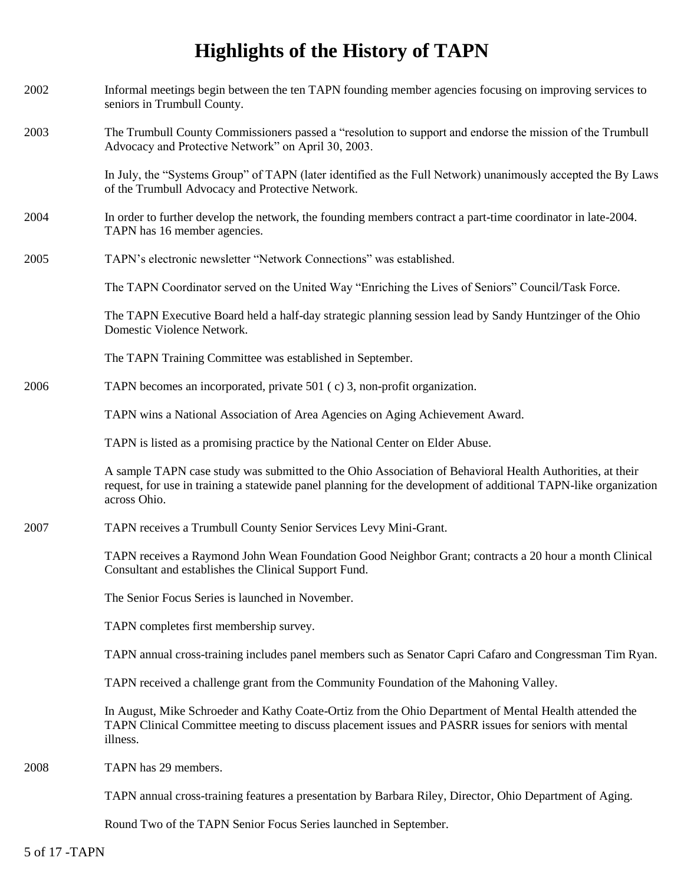# Highlights of the History of TAPN

**2002**

Informal meetings begin between the ten TAPN founding member agencies focusing on improving services to seniors in Trumbull County.

**2003**

The Trumbull County Commissioners passed a "resolution to support and endorse the mission of the Trumbull Advocacy and Protective Network" on April 30, 2003.

In July, the "Systems Group" of TAPN (later identified as the Full Network) unanimously accepted the By Laws of the Trumbull Advocacy and Protective Network.

**2004**

In order to further develop the network, the founding members contract a part-time coordinator in late-2004. TAPN has 16 member agencies.

**2005**

TAPN's electronic newsletter "Network Connections" was established.

The TAPN Coordinator served on the United Way "Enriching the Lives of Seniors" Council/Task Force.

The TAPN Executive Board held a half-day strategic planning session lead by Sandy Huntzinger of the Ohio Domestic Violence Network.

The TAPN Training Committee was established in September.

**2006**

TAPN becomes an incorporated, private 501 ( c) 3, non-profit organization.

TAPN wins a National Association of Area Agencies on Aging Achievement Award.

TAPN is listed as a promising practice by the National Center on Elder Abuse.

A sample TAPN case study was submitted to the Ohio Association of Behavioral Health Authorities, at their request, for use in training a statewide panel planning for the development of additional TAPN-like organization across Ohio.

**2007**

TAPN receives a Trumbull County Senior Services Levy Mini-Grant.

TAPN receives a Raymond John Wean Foundation Good Neighbor Grant; contracts a 20 hour a month Clinical Consultant and establishes the Clinical Support Fund.

The Senior Focus Series is launched in November.

TAPN completes first membership survey.

TAPN annual cross-training includes panel members such as Senator Capri Cafaro and Congressman Tim Ryan.

TAPN received a challenge grant from the Community Foundation of the Mahoning Valley.

In August, Mike Schroeder and Kathy Coate-Ortiz from the Ohio Department of Mental Health attended the TAPN Clinical Committee meeting to discuss placement issues and PASRR issues for seniors with mental illness.

**2008**

TAPN has 29 members.

TAPN annual cross-training features a presentation by Barbara Riley, Director, Ohio Department of Aging.

Round Two of the TAPN Senior Focus Series launched in September.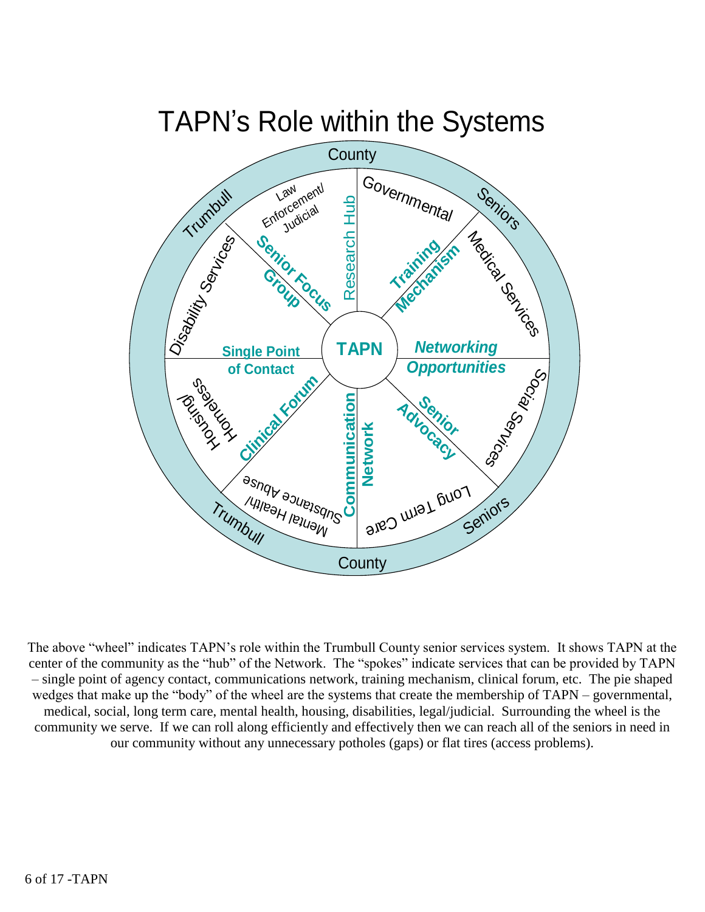# TAPN's Role within the Systems

County

Trumbull — Seniors

TAPN

Research Hub — Training Mechanism — Networking Opportunities — Senior Advocacy — Communication Network — Clinical Forum — Single Point of Contact — Senior Focus Group

Governmental — Medical Services — Social Services — Long Term Care — Mental Health/ Substance Abuse — Housing/ Homeless — Disability Services — Law Enforcement/ Judicial

Trumbull — Seniors

County

The above "wheel" indicates TAPN's role within the Trumbull County senior services system. It shows TAPN at the center of the community as the "hub" of the Network. The "spokes" indicate services that can be provided by TAPN – single point of agency contact, communications network, training mechanism, clinical forum, etc. The pie shaped wedges that make up the "body" of the wheel are the systems that create the membership of TAPN – governmental, medical, social, long term care, mental health, housing, disabilities, legal/judicial. Surrounding the wheel is the community we serve. If we can roll along efficiently and effectively then we can reach all of the seniors in need in our community without any unnecessary potholes (gaps) or flat tires (access problems).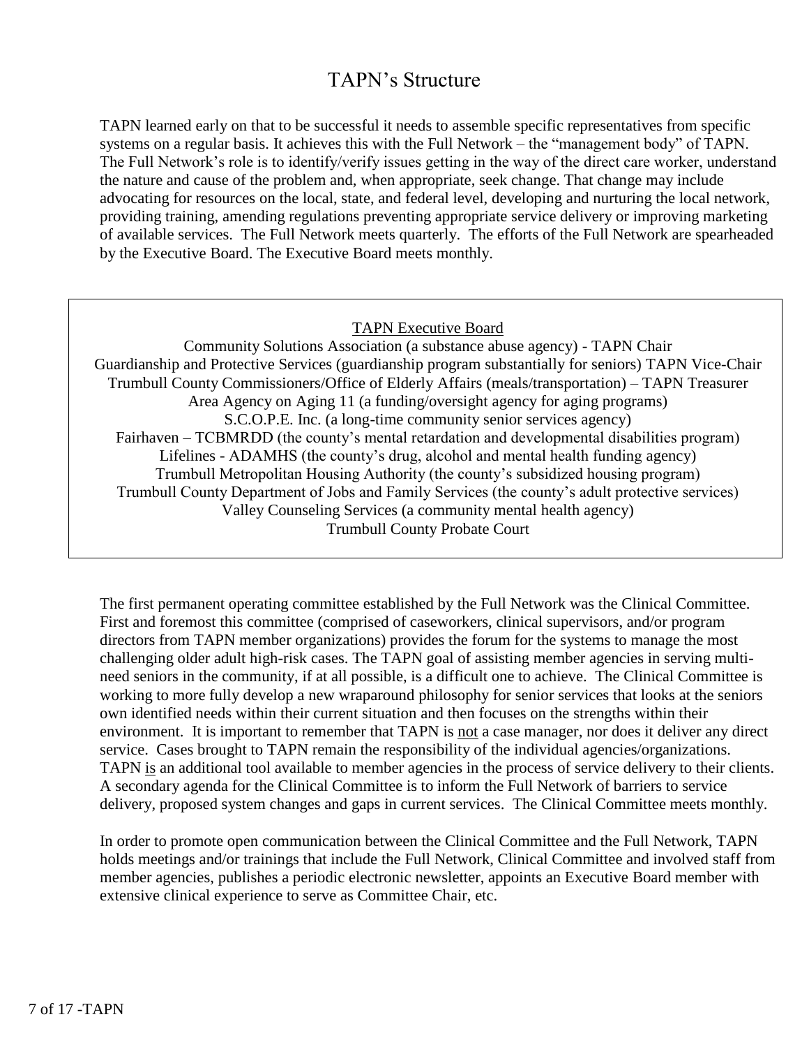# TAPN's Structure

TAPN learned early on that to be successful it needs to assemble specific representatives from specific systems on a regular basis. It achieves this with the Full Network – the "management body" of TAPN. The Full Network's role is to identify/verify issues getting in the way of the direct care worker, understand the nature and cause of the problem and, when appropriate, seek change. That change may include advocating for resources on the local, state, and federal level, developing and nurturing the local network, providing training, amending regulations preventing appropriate service delivery or improving marketing of available services. The Full Network meets quarterly. The efforts of the Full Network are spearheaded by the Executive Board. The Executive Board meets monthly.

<u>TAPN Executive Board</u>

Community Solutions Association (a substance abuse agency) - TAPN Chair
Guardianship and Protective Services (guardianship program substantially for seniors) TAPN Vice-Chair
Trumbull County Commissioners/Office of Elderly Affairs (meals/transportation) – TAPN Treasurer
Area Agency on Aging 11 (a funding/oversight agency for aging programs)
S.C.O.P.E. Inc. (a long-time community senior services agency)
Fairhaven – TCBMRDD (the county's mental retardation and developmental disabilities program)
Lifelines - ADAMHS (the county's drug, alcohol and mental health funding agency)
Trumbull Metropolitan Housing Authority (the county's subsidized housing program)
Trumbull County Department of Jobs and Family Services (the county's adult protective services)
Valley Counseling Services (a community mental health agency)
Trumbull County Probate Court

The first permanent operating committee established by the Full Network was the Clinical Committee. First and foremost this committee (comprised of caseworkers, clinical supervisors, and/or program directors from TAPN member organizations) provides the forum for the systems to manage the most challenging older adult high-risk cases. The TAPN goal of assisting member agencies in serving multi-need seniors in the community, if at all possible, is a difficult one to achieve. The Clinical Committee is working to more fully develop a new wraparound philosophy for senior services that looks at the seniors own identified needs within their current situation and then focuses on the strengths within their environment. It is important to remember that TAPN is <u>not</u> a case manager, nor does it deliver any direct service. Cases brought to TAPN remain the responsibility of the individual agencies/organizations. TAPN <u>is</u> an additional tool available to member agencies in the process of service delivery to their clients. A secondary agenda for the Clinical Committee is to inform the Full Network of barriers to service delivery, proposed system changes and gaps in current services. The Clinical Committee meets monthly.

In order to promote open communication between the Clinical Committee and the Full Network, TAPN holds meetings and/or trainings that include the Full Network, Clinical Committee and involved staff from member agencies, publishes a periodic electronic newsletter, appoints an Executive Board member with extensive clinical experience to serve as Committee Chair, etc.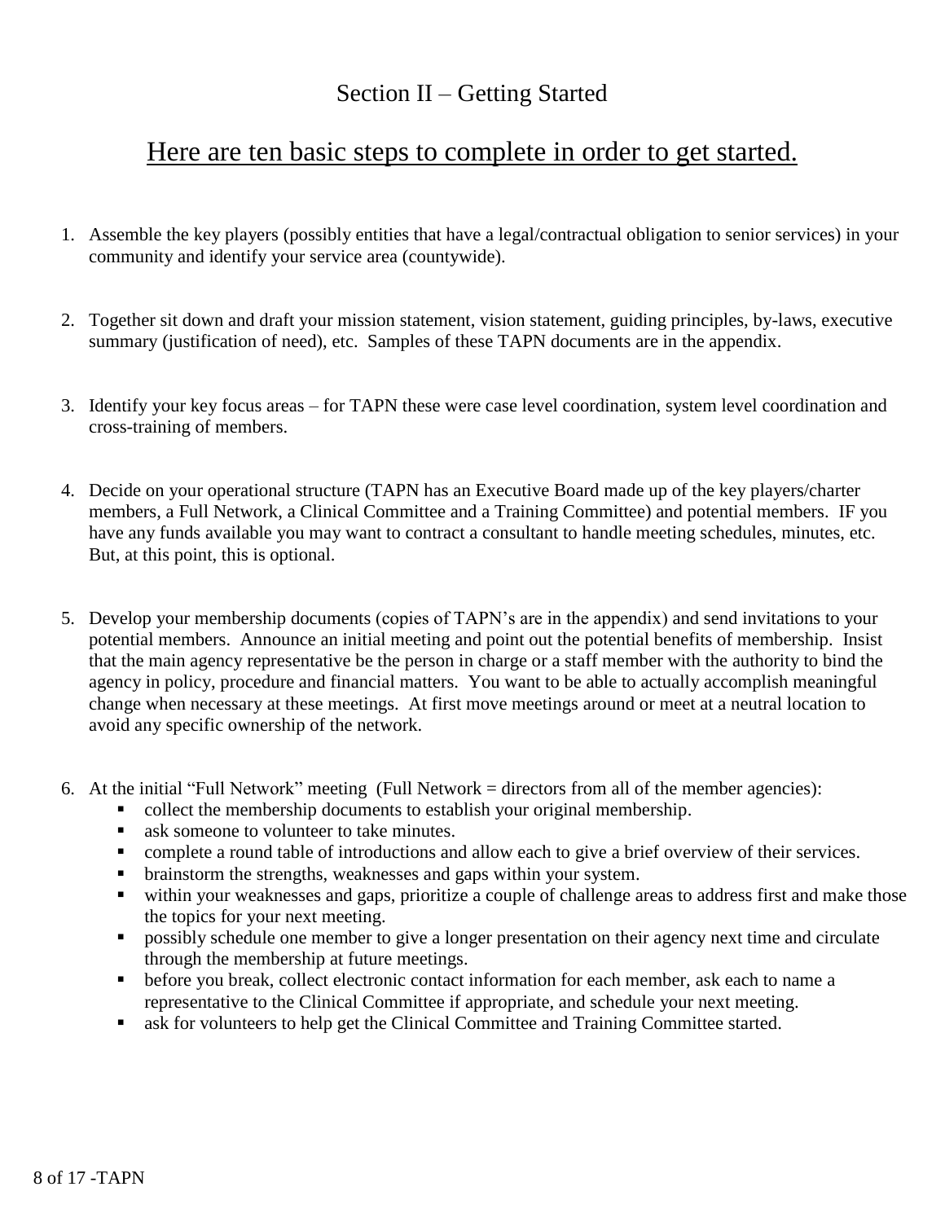# Section II – Getting Started

## Here are ten basic steps to complete in order to get started.

1. Assemble the key players (possibly entities that have a legal/contractual obligation to senior services) in your community and identify your service area (countywide).

2. Together sit down and draft your mission statement, vision statement, guiding principles, by-laws, executive summary (justification of need), etc. Samples of these TAPN documents are in the appendix.

3. Identify your key focus areas – for TAPN these were case level coordination, system level coordination and cross-training of members.

4. Decide on your operational structure (TAPN has an Executive Board made up of the key players/charter members, a Full Network, a Clinical Committee and a Training Committee) and potential members. IF you have any funds available you may want to contract a consultant to handle meeting schedules, minutes, etc. But, at this point, this is optional.

5. Develop your membership documents (copies of TAPN's are in the appendix) and send invitations to your potential members. Announce an initial meeting and point out the potential benefits of membership. Insist that the main agency representative be the person in charge or a staff member with the authority to bind the agency in policy, procedure and financial matters. You want to be able to actually accomplish meaningful change when necessary at these meetings. At first move meetings around or meet at a neutral location to avoid any specific ownership of the network.

6. At the initial "Full Network" meeting (Full Network = directors from all of the member agencies):
   - collect the membership documents to establish your original membership.
   - ask someone to volunteer to take minutes.
   - complete a round table of introductions and allow each to give a brief overview of their services.
   - brainstorm the strengths, weaknesses and gaps within your system.
   - within your weaknesses and gaps, prioritize a couple of challenge areas to address first and make those the topics for your next meeting.
   - possibly schedule one member to give a longer presentation on their agency next time and circulate through the membership at future meetings.
   - before you break, collect electronic contact information for each member, ask each to name a representative to the Clinical Committee if appropriate, and schedule your next meeting.
   - ask for volunteers to help get the Clinical Committee and Training Committee started.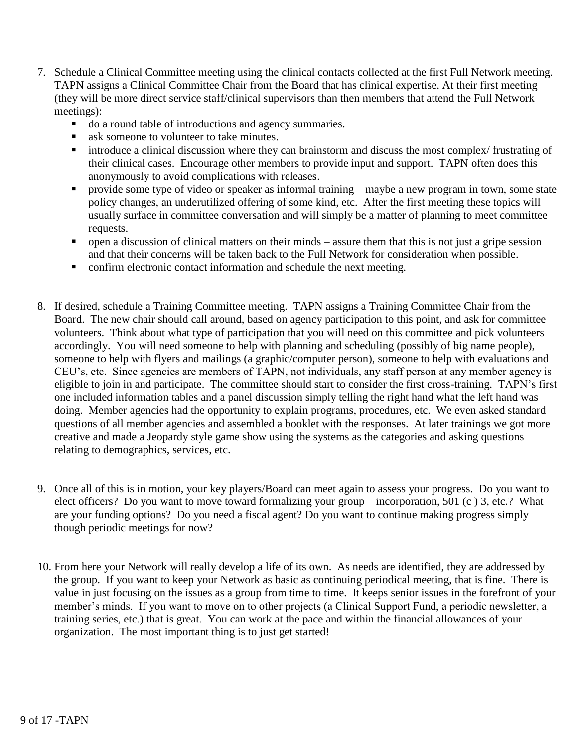7. Schedule a Clinical Committee meeting using the clinical contacts collected at the first Full Network meeting. TAPN assigns a Clinical Committee Chair from the Board that has clinical expertise. At their first meeting (they will be more direct service staff/clinical supervisors than then members that attend the Full Network meetings):
   - do a round table of introductions and agency summaries.
   - ask someone to volunteer to take minutes.
   - introduce a clinical discussion where they can brainstorm and discuss the most complex/ frustrating of their clinical cases. Encourage other members to provide input and support. TAPN often does this anonymously to avoid complications with releases.
   - provide some type of video or speaker as informal training – maybe a new program in town, some state policy changes, an underutilized offering of some kind, etc. After the first meeting these topics will usually surface in committee conversation and will simply be a matter of planning to meet committee requests.
   - open a discussion of clinical matters on their minds – assure them that this is not just a gripe session and that their concerns will be taken back to the Full Network for consideration when possible.
   - confirm electronic contact information and schedule the next meeting.

8. If desired, schedule a Training Committee meeting. TAPN assigns a Training Committee Chair from the Board. The new chair should call around, based on agency participation to this point, and ask for committee volunteers. Think about what type of participation that you will need on this committee and pick volunteers accordingly. You will need someone to help with planning and scheduling (possibly of big name people), someone to help with flyers and mailings (a graphic/computer person), someone to help with evaluations and CEU's, etc. Since agencies are members of TAPN, not individuals, any staff person at any member agency is eligible to join in and participate. The committee should start to consider the first cross-training. TAPN's first one included information tables and a panel discussion simply telling the right hand what the left hand was doing. Member agencies had the opportunity to explain programs, procedures, etc. We even asked standard questions of all member agencies and assembled a booklet with the responses. At later trainings we got more creative and made a Jeopardy style game show using the systems as the categories and asking questions relating to demographics, services, etc.

9. Once all of this is in motion, your key players/Board can meet again to assess your progress. Do you want to elect officers? Do you want to move toward formalizing your group – incorporation, 501 (c ) 3, etc.? What are your funding options? Do you need a fiscal agent? Do you want to continue making progress simply though periodic meetings for now?

10. From here your Network will really develop a life of its own. As needs are identified, they are addressed by the group. If you want to keep your Network as basic as continuing periodical meeting, that is fine. There is value in just focusing on the issues as a group from time to time. It keeps senior issues in the forefront of your member's minds. If you want to move on to other projects (a Clinical Support Fund, a periodic newsletter, a training series, etc.) that is great. You can work at the pace and within the financial allowances of your organization. The most important thing is to just get started!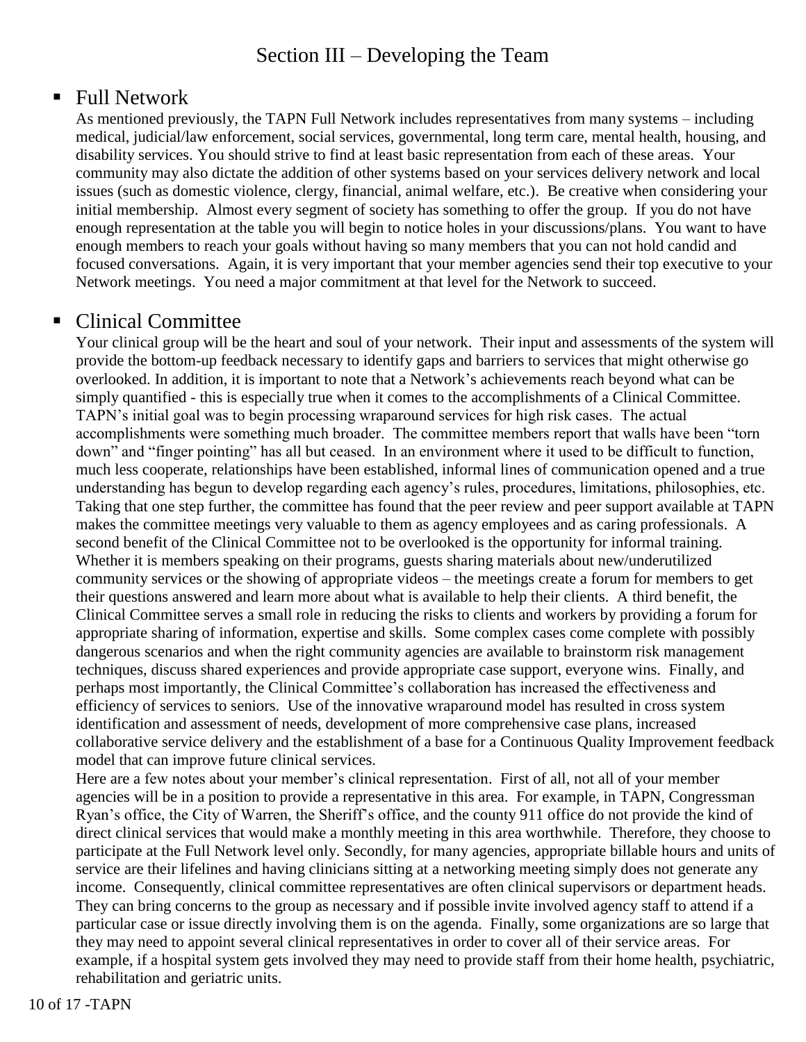# Section III – Developing the Team

- ## Full Network

As mentioned previously, the TAPN Full Network includes representatives from many systems – including medical, judicial/law enforcement, social services, governmental, long term care, mental health, housing, and disability services. You should strive to find at least basic representation from each of these areas. Your community may also dictate the addition of other systems based on your services delivery network and local issues (such as domestic violence, clergy, financial, animal welfare, etc.). Be creative when considering your initial membership. Almost every segment of society has something to offer the group. If you do not have enough representation at the table you will begin to notice holes in your discussions/plans. You want to have enough members to reach your goals without having so many members that you can not hold candid and focused conversations. Again, it is very important that your member agencies send their top executive to your Network meetings. You need a major commitment at that level for the Network to succeed.

- ## Clinical Committee

Your clinical group will be the heart and soul of your network. Their input and assessments of the system will provide the bottom-up feedback necessary to identify gaps and barriers to services that might otherwise go overlooked. In addition, it is important to note that a Network's achievements reach beyond what can be simply quantified - this is especially true when it comes to the accomplishments of a Clinical Committee. TAPN's initial goal was to begin processing wraparound services for high risk cases. The actual accomplishments were something much broader. The committee members report that walls have been "torn down" and "finger pointing" has all but ceased. In an environment where it used to be difficult to function, much less cooperate, relationships have been established, informal lines of communication opened and a true understanding has begun to develop regarding each agency's rules, procedures, limitations, philosophies, etc. Taking that one step further, the committee has found that the peer review and peer support available at TAPN makes the committee meetings very valuable to them as agency employees and as caring professionals. A second benefit of the Clinical Committee not to be overlooked is the opportunity for informal training. Whether it is members speaking on their programs, guests sharing materials about new/underutilized community services or the showing of appropriate videos – the meetings create a forum for members to get their questions answered and learn more about what is available to help their clients. A third benefit, the Clinical Committee serves a small role in reducing the risks to clients and workers by providing a forum for appropriate sharing of information, expertise and skills. Some complex cases come complete with possibly dangerous scenarios and when the right community agencies are available to brainstorm risk management techniques, discuss shared experiences and provide appropriate case support, everyone wins. Finally, and perhaps most importantly, the Clinical Committee's collaboration has increased the effectiveness and efficiency of services to seniors. Use of the innovative wraparound model has resulted in cross system identification and assessment of needs, development of more comprehensive case plans, increased collaborative service delivery and the establishment of a base for a Continuous Quality Improvement feedback model that can improve future clinical services.

Here are a few notes about your member's clinical representation. First of all, not all of your member agencies will be in a position to provide a representative in this area. For example, in TAPN, Congressman Ryan's office, the City of Warren, the Sheriff's office, and the county 911 office do not provide the kind of direct clinical services that would make a monthly meeting in this area worthwhile. Therefore, they choose to participate at the Full Network level only. Secondly, for many agencies, appropriate billable hours and units of service are their lifelines and having clinicians sitting at a networking meeting simply does not generate any income. Consequently, clinical committee representatives are often clinical supervisors or department heads. They can bring concerns to the group as necessary and if possible invite involved agency staff to attend if a particular case or issue directly involving them is on the agenda. Finally, some organizations are so large that they may need to appoint several clinical representatives in order to cover all of their service areas. For example, if a hospital system gets involved they may need to provide staff from their home health, psychiatric, rehabilitation and geriatric units.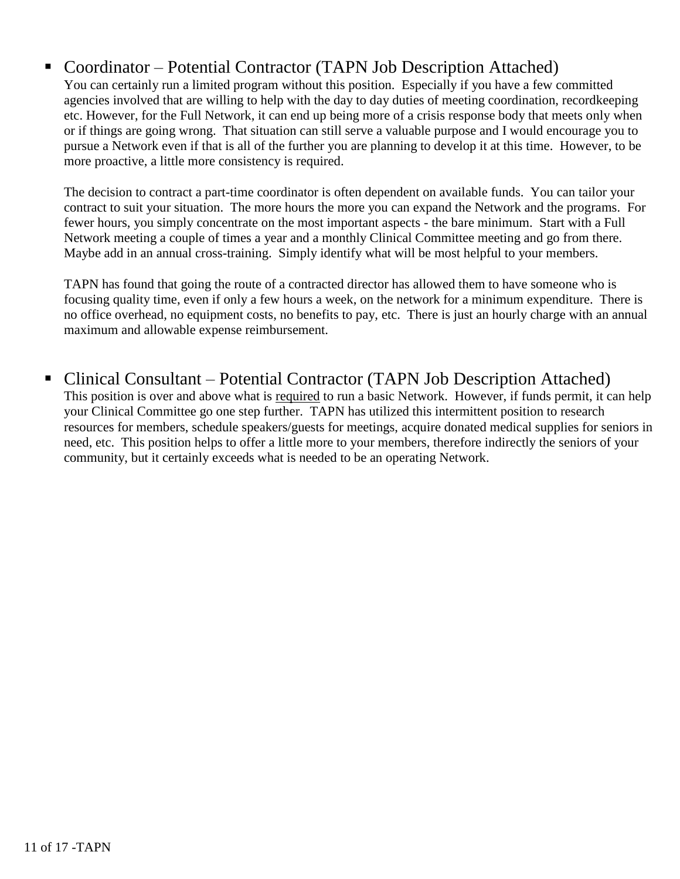- Coordinator – Potential Contractor (TAPN Job Description Attached)

  You can certainly run a limited program without this position. Especially if you have a few committed agencies involved that are willing to help with the day to day duties of meeting coordination, recordkeeping etc. However, for the Full Network, it can end up being more of a crisis response body that meets only when or if things are going wrong. That situation can still serve a valuable purpose and I would encourage you to pursue a Network even if that is all of the further you are planning to develop it at this time. However, to be more proactive, a little more consistency is required.

  The decision to contract a part-time coordinator is often dependent on available funds. You can tailor your contract to suit your situation. The more hours the more you can expand the Network and the programs. For fewer hours, you simply concentrate on the most important aspects - the bare minimum. Start with a Full Network meeting a couple of times a year and a monthly Clinical Committee meeting and go from there. Maybe add in an annual cross-training. Simply identify what will be most helpful to your members.

  TAPN has found that going the route of a contracted director has allowed them to have someone who is focusing quality time, even if only a few hours a week, on the network for a minimum expenditure. There is no office overhead, no equipment costs, no benefits to pay, etc. There is just an hourly charge with an annual maximum and allowable expense reimbursement.

- Clinical Consultant – Potential Contractor (TAPN Job Description Attached)

  This position is over and above what is <u>required</u> to run a basic Network. However, if funds permit, it can help your Clinical Committee go one step further. TAPN has utilized this intermittent position to research resources for members, schedule speakers/guests for meetings, acquire donated medical supplies for seniors in need, etc. This position helps to offer a little more to your members, therefore indirectly the seniors of your community, but it certainly exceeds what is needed to be an operating Network.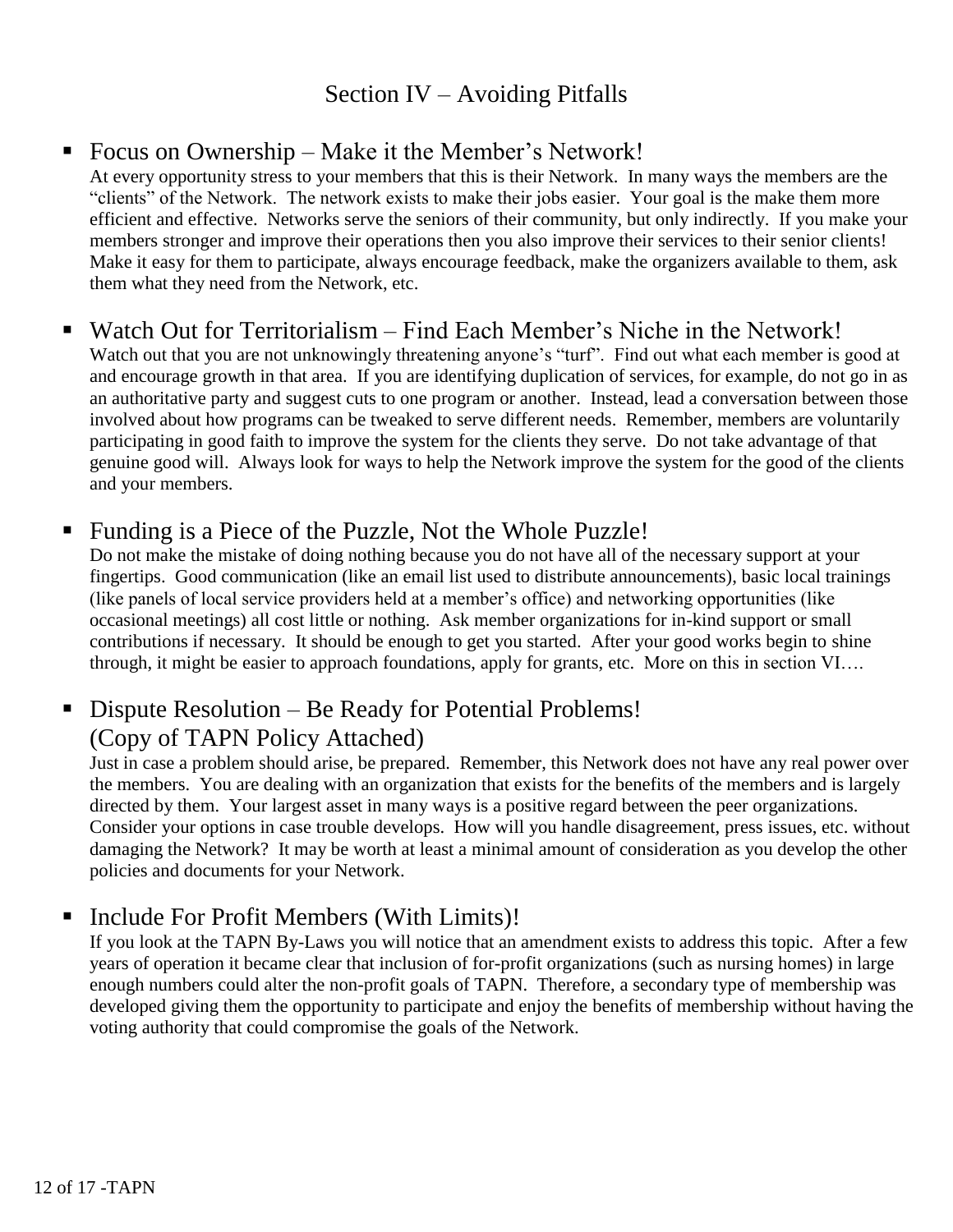# Section IV – Avoiding Pitfalls

- Focus on Ownership – Make it the Member's Network!
  
  At every opportunity stress to your members that this is their Network. In many ways the members are the "clients" of the Network. The network exists to make their jobs easier. Your goal is the make them more efficient and effective. Networks serve the seniors of their community, but only indirectly. If you make your members stronger and improve their operations then you also improve their services to their senior clients! Make it easy for them to participate, always encourage feedback, make the organizers available to them, ask them what they need from the Network, etc.

- Watch Out for Territorialism – Find Each Member's Niche in the Network!
  
  Watch out that you are not unknowingly threatening anyone's "turf". Find out what each member is good at and encourage growth in that area. If you are identifying duplication of services, for example, do not go in as an authoritative party and suggest cuts to one program or another. Instead, lead a conversation between those involved about how programs can be tweaked to serve different needs. Remember, members are voluntarily participating in good faith to improve the system for the clients they serve. Do not take advantage of that genuine good will. Always look for ways to help the Network improve the system for the good of the clients and your members.

- Funding is a Piece of the Puzzle, Not the Whole Puzzle!
  
  Do not make the mistake of doing nothing because you do not have all of the necessary support at your fingertips. Good communication (like an email list used to distribute announcements), basic local trainings (like panels of local service providers held at a member's office) and networking opportunities (like occasional meetings) all cost little or nothing. Ask member organizations for in-kind support or small contributions if necessary. It should be enough to get you started. After your good works begin to shine through, it might be easier to approach foundations, apply for grants, etc. More on this in section VI….

- Dispute Resolution – Be Ready for Potential Problems! (Copy of TAPN Policy Attached)
  
  Just in case a problem should arise, be prepared. Remember, this Network does not have any real power over the members. You are dealing with an organization that exists for the benefits of the members and is largely directed by them. Your largest asset in many ways is a positive regard between the peer organizations. Consider your options in case trouble develops. How will you handle disagreement, press issues, etc. without damaging the Network? It may be worth at least a minimal amount of consideration as you develop the other policies and documents for your Network.

- Include For Profit Members (With Limits)!
  
  If you look at the TAPN By-Laws you will notice that an amendment exists to address this topic. After a few years of operation it became clear that inclusion of for-profit organizations (such as nursing homes) in large enough numbers could alter the non-profit goals of TAPN. Therefore, a secondary type of membership was developed giving them the opportunity to participate and enjoy the benefits of membership without having the voting authority that could compromise the goals of the Network.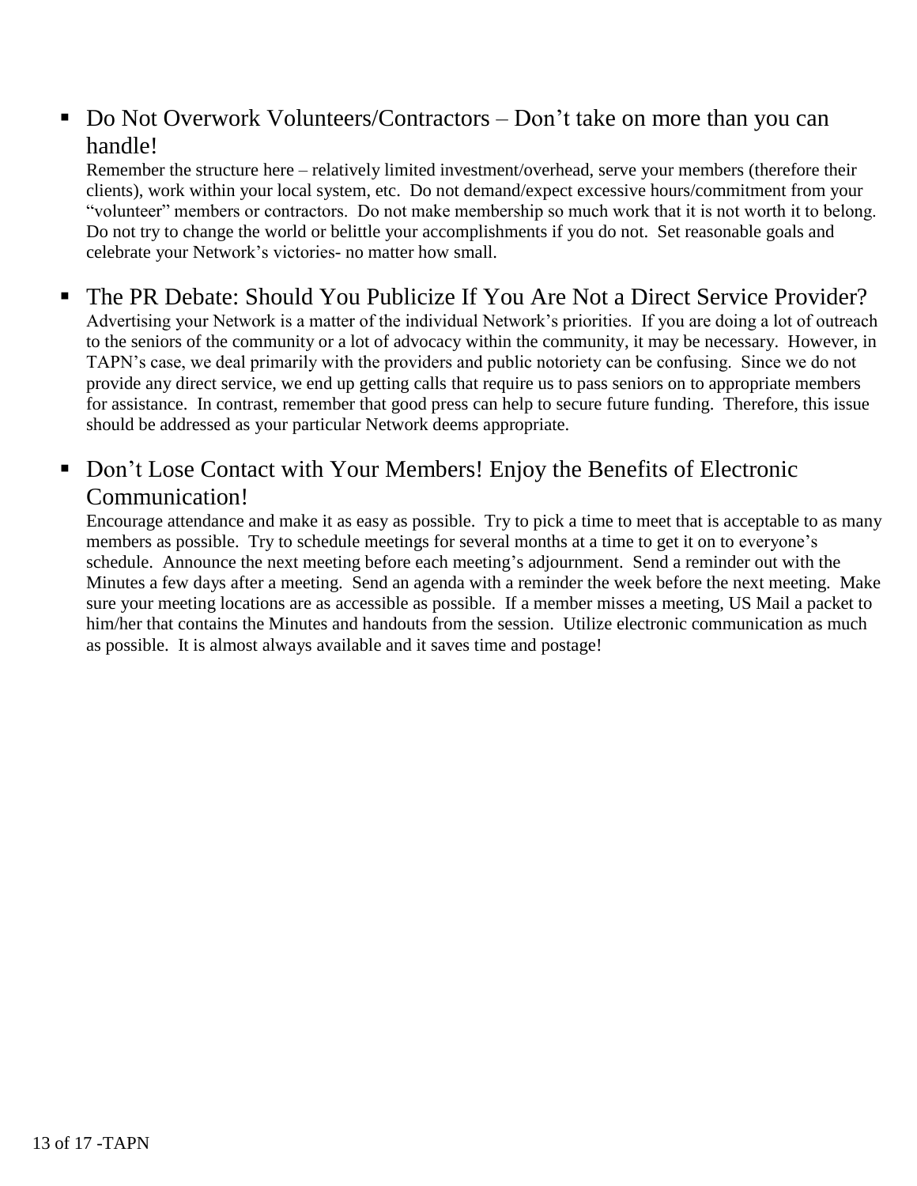- Do Not Overwork Volunteers/Contractors – Don't take on more than you can handle!

  Remember the structure here – relatively limited investment/overhead, serve your members (therefore their clients), work within your local system, etc. Do not demand/expect excessive hours/commitment from your "volunteer" members or contractors. Do not make membership so much work that it is not worth it to belong. Do not try to change the world or belittle your accomplishments if you do not. Set reasonable goals and celebrate your Network's victories- no matter how small.

- The PR Debate: Should You Publicize If You Are Not a Direct Service Provider?

  Advertising your Network is a matter of the individual Network's priorities. If you are doing a lot of outreach to the seniors of the community or a lot of advocacy within the community, it may be necessary. However, in TAPN's case, we deal primarily with the providers and public notoriety can be confusing. Since we do not provide any direct service, we end up getting calls that require us to pass seniors on to appropriate members for assistance. In contrast, remember that good press can help to secure future funding. Therefore, this issue should be addressed as your particular Network deems appropriate.

- Don't Lose Contact with Your Members! Enjoy the Benefits of Electronic Communication!

  Encourage attendance and make it as easy as possible. Try to pick a time to meet that is acceptable to as many members as possible. Try to schedule meetings for several months at a time to get it on to everyone's schedule. Announce the next meeting before each meeting's adjournment. Send a reminder out with the Minutes a few days after a meeting. Send an agenda with a reminder the week before the next meeting. Make sure your meeting locations are as accessible as possible. If a member misses a meeting, US Mail a packet to him/her that contains the Minutes and handouts from the session. Utilize electronic communication as much as possible. It is almost always available and it saves time and postage!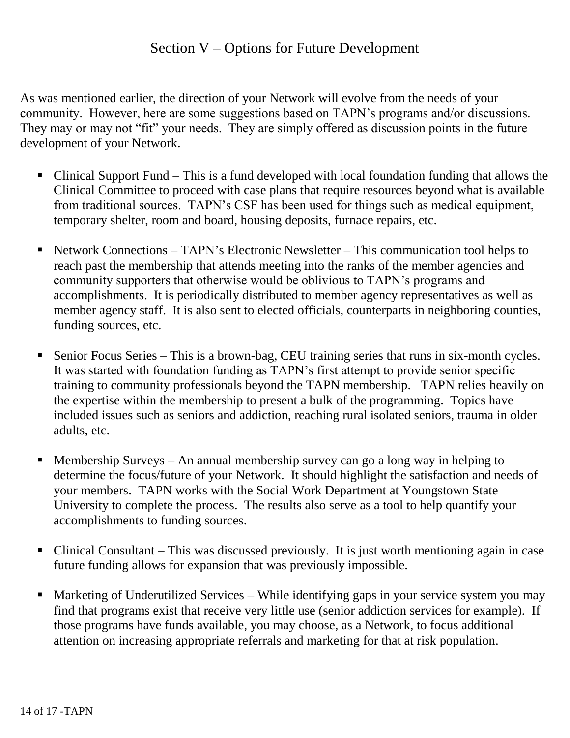## Section V – Options for Future Development

As was mentioned earlier, the direction of your Network will evolve from the needs of your community. However, here are some suggestions based on TAPN's programs and/or discussions. They may or may not "fit" your needs. They are simply offered as discussion points in the future development of your Network.

- Clinical Support Fund – This is a fund developed with local foundation funding that allows the Clinical Committee to proceed with case plans that require resources beyond what is available from traditional sources. TAPN's CSF has been used for things such as medical equipment, temporary shelter, room and board, housing deposits, furnace repairs, etc.

- Network Connections – TAPN's Electronic Newsletter – This communication tool helps to reach past the membership that attends meeting into the ranks of the member agencies and community supporters that otherwise would be oblivious to TAPN's programs and accomplishments. It is periodically distributed to member agency representatives as well as member agency staff. It is also sent to elected officials, counterparts in neighboring counties, funding sources, etc.

- Senior Focus Series – This is a brown-bag, CEU training series that runs in six-month cycles. It was started with foundation funding as TAPN's first attempt to provide senior specific training to community professionals beyond the TAPN membership. TAPN relies heavily on the expertise within the membership to present a bulk of the programming. Topics have included issues such as seniors and addiction, reaching rural isolated seniors, trauma in older adults, etc.

- Membership Surveys – An annual membership survey can go a long way in helping to determine the focus/future of your Network. It should highlight the satisfaction and needs of your members. TAPN works with the Social Work Department at Youngstown State University to complete the process. The results also serve as a tool to help quantify your accomplishments to funding sources.

- Clinical Consultant – This was discussed previously. It is just worth mentioning again in case future funding allows for expansion that was previously impossible.

- Marketing of Underutilized Services – While identifying gaps in your service system you may find that programs exist that receive very little use (senior addiction services for example). If those programs have funds available, you may choose, as a Network, to focus additional attention on increasing appropriate referrals and marketing for that at risk population.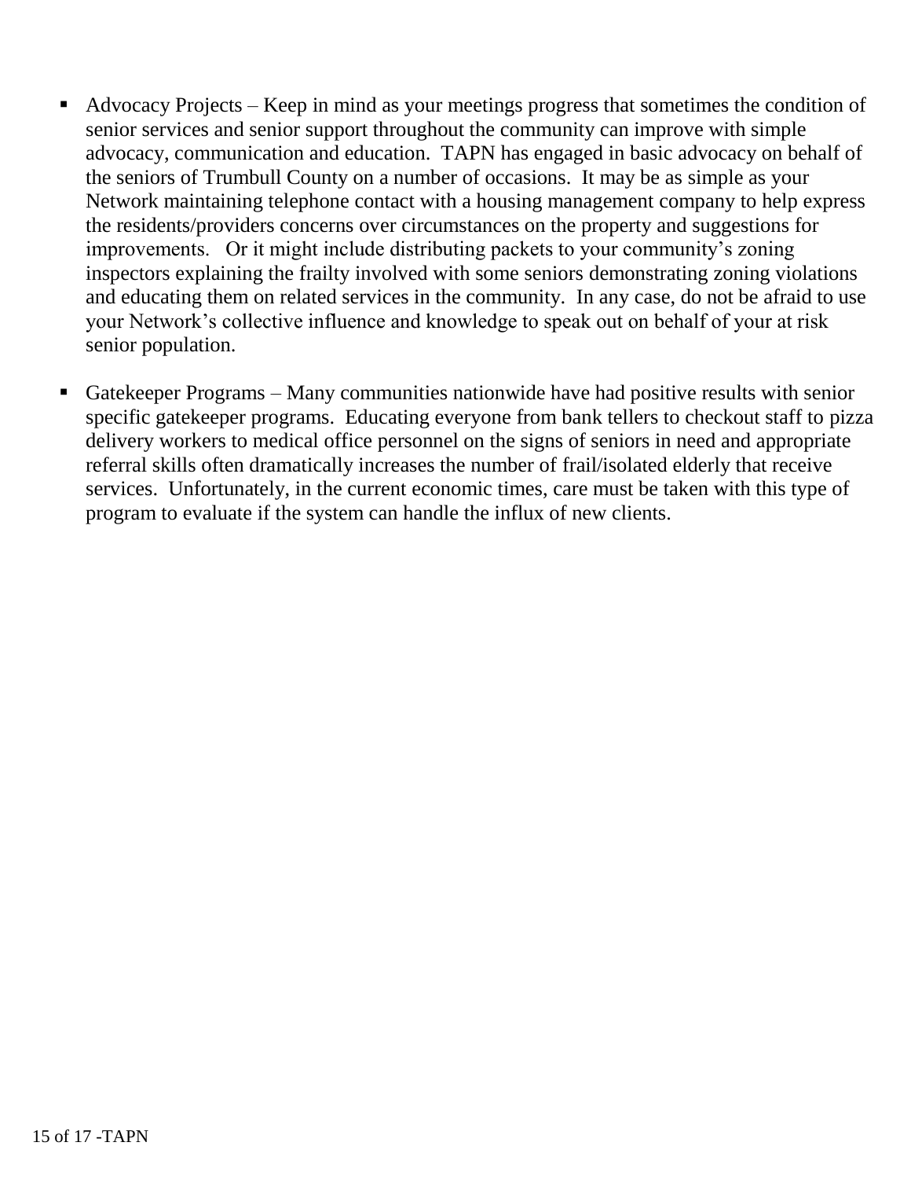- Advocacy Projects – Keep in mind as your meetings progress that sometimes the condition of senior services and senior support throughout the community can improve with simple advocacy, communication and education. TAPN has engaged in basic advocacy on behalf of the seniors of Trumbull County on a number of occasions. It may be as simple as your Network maintaining telephone contact with a housing management company to help express the residents/providers concerns over circumstances on the property and suggestions for improvements. Or it might include distributing packets to your community's zoning inspectors explaining the frailty involved with some seniors demonstrating zoning violations and educating them on related services in the community. In any case, do not be afraid to use your Network's collective influence and knowledge to speak out on behalf of your at risk senior population.

- Gatekeeper Programs – Many communities nationwide have had positive results with senior specific gatekeeper programs. Educating everyone from bank tellers to checkout staff to pizza delivery workers to medical office personnel on the signs of seniors in need and appropriate referral skills often dramatically increases the number of frail/isolated elderly that receive services. Unfortunately, in the current economic times, care must be taken with this type of program to evaluate if the system can handle the influx of new clients.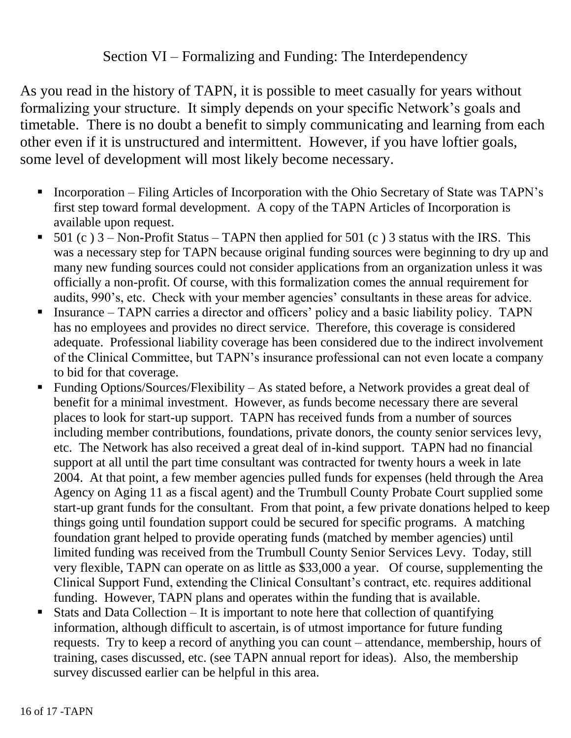## Section VI – Formalizing and Funding: The Interdependency

As you read in the history of TAPN, it is possible to meet casually for years without formalizing your structure. It simply depends on your specific Network's goals and timetable. There is no doubt a benefit to simply communicating and learning from each other even if it is unstructured and intermittent. However, if you have loftier goals, some level of development will most likely become necessary.

- Incorporation – Filing Articles of Incorporation with the Ohio Secretary of State was TAPN's first step toward formal development. A copy of the TAPN Articles of Incorporation is available upon request.
- 501 (c ) 3 – Non-Profit Status – TAPN then applied for 501 (c ) 3 status with the IRS. This was a necessary step for TAPN because original funding sources were beginning to dry up and many new funding sources could not consider applications from an organization unless it was officially a non-profit. Of course, with this formalization comes the annual requirement for audits, 990's, etc. Check with your member agencies' consultants in these areas for advice.
- Insurance – TAPN carries a director and officers' policy and a basic liability policy. TAPN has no employees and provides no direct service. Therefore, this coverage is considered adequate. Professional liability coverage has been considered due to the indirect involvement of the Clinical Committee, but TAPN's insurance professional can not even locate a company to bid for that coverage.
- Funding Options/Sources/Flexibility – As stated before, a Network provides a great deal of benefit for a minimal investment. However, as funds become necessary there are several places to look for start-up support. TAPN has received funds from a number of sources including member contributions, foundations, private donors, the county senior services levy, etc. The Network has also received a great deal of in-kind support. TAPN had no financial support at all until the part time consultant was contracted for twenty hours a week in late 2004. At that point, a few member agencies pulled funds for expenses (held through the Area Agency on Aging 11 as a fiscal agent) and the Trumbull County Probate Court supplied some start-up grant funds for the consultant. From that point, a few private donations helped to keep things going until foundation support could be secured for specific programs. A matching foundation grant helped to provide operating funds (matched by member agencies) until limited funding was received from the Trumbull County Senior Services Levy. Today, still very flexible, TAPN can operate on as little as $33,000 a year. Of course, supplementing the Clinical Support Fund, extending the Clinical Consultant's contract, etc. requires additional funding. However, TAPN plans and operates within the funding that is available.
- Stats and Data Collection – It is important to note here that collection of quantifying information, although difficult to ascertain, is of utmost importance for future funding requests. Try to keep a record of anything you can count – attendance, membership, hours of training, cases discussed, etc. (see TAPN annual report for ideas). Also, the membership survey discussed earlier can be helpful in this area.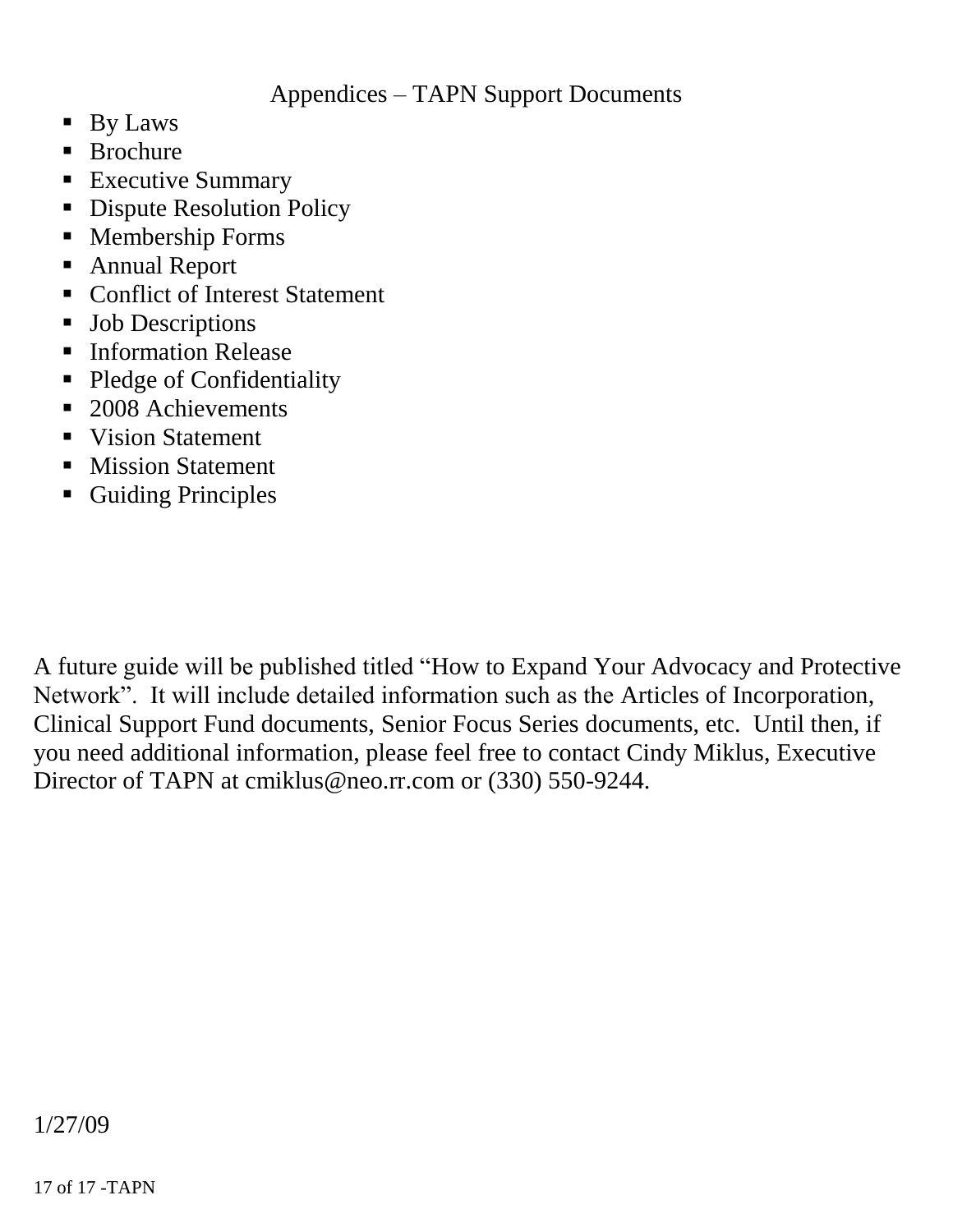## Appendices – TAPN Support Documents

- By Laws
- Brochure
- Executive Summary
- Dispute Resolution Policy
- Membership Forms
- Annual Report
- Conflict of Interest Statement
- Job Descriptions
- Information Release
- Pledge of Confidentiality
- 2008 Achievements
- Vision Statement
- Mission Statement
- Guiding Principles

A future guide will be published titled "How to Expand Your Advocacy and Protective Network". It will include detailed information such as the Articles of Incorporation, Clinical Support Fund documents, Senior Focus Series documents, etc. Until then, if you need additional information, please feel free to contact Cindy Miklus, Executive Director of TAPN at cmiklus@neo.rr.com or (330) 550-9244.

1/27/09